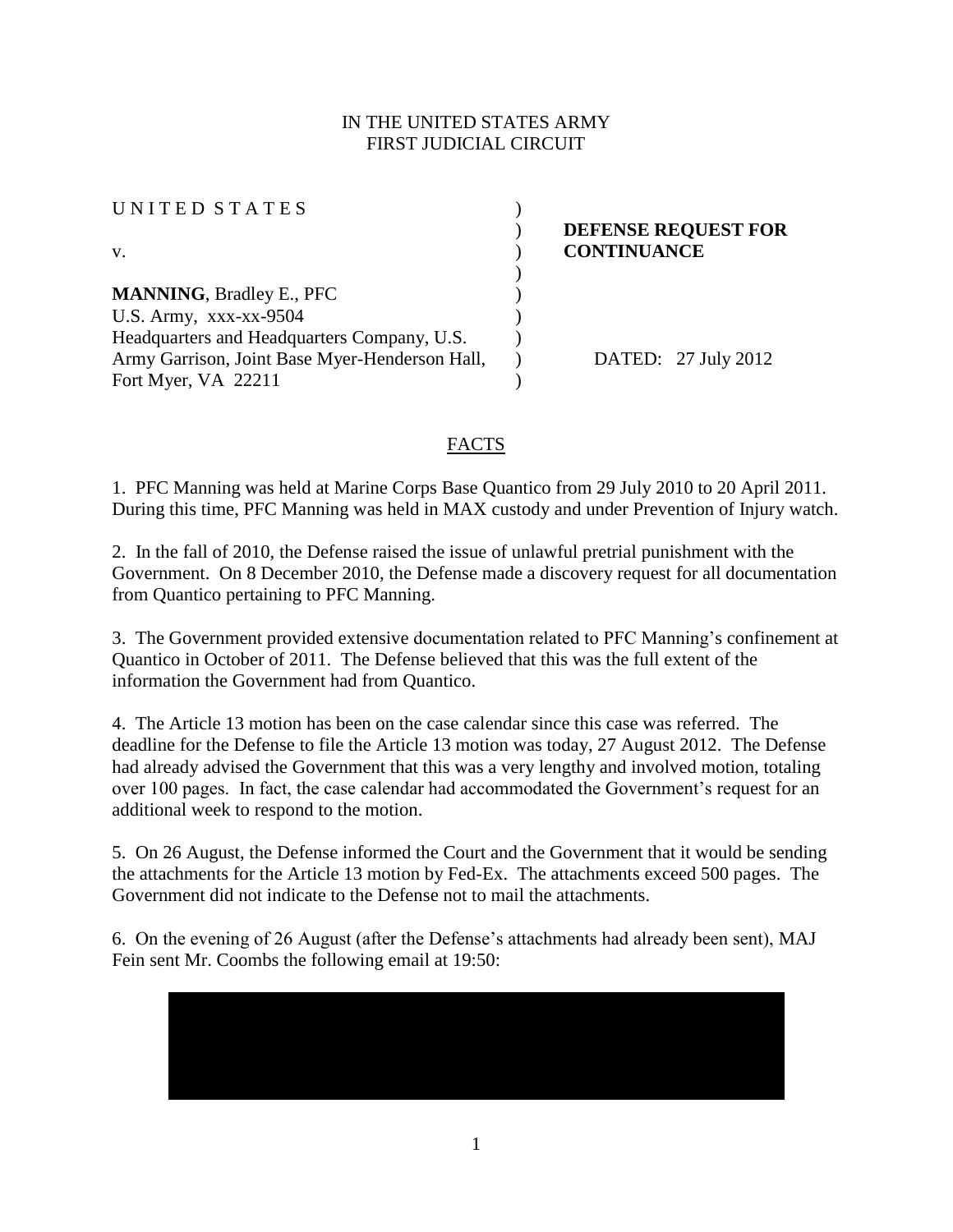IN THE UNITED STATES ARMY
FIRST JUDICIAL CIRCUIT

| | |
|---|---|
| UNITED STATES | |
| | **DEFENSE REQUEST FOR** |
| v. | **CONTINUANCE** |
| | |
| **MANNING**, Bradley E., PFC | |
| U.S. Army, xxx-xx-9504 | |
| Headquarters and Headquarters Company, U.S. | |
| Army Garrison, Joint Base Myer-Henderson Hall, | DATED: 27 July 2012 |
| Fort Myer, VA 22211 | |

## FACTS

1. PFC Manning was held at Marine Corps Base Quantico from 29 July 2010 to 20 April 2011. During this time, PFC Manning was held in MAX custody and under Prevention of Injury watch.

2. In the fall of 2010, the Defense raised the issue of unlawful pretrial punishment with the Government. On 8 December 2010, the Defense made a discovery request for all documentation from Quantico pertaining to PFC Manning.

3. The Government provided extensive documentation related to PFC Manning's confinement at Quantico in October of 2011. The Defense believed that this was the full extent of the information the Government had from Quantico.

4. The Article 13 motion has been on the case calendar since this case was referred. The deadline for the Defense to file the Article 13 motion was today, 27 August 2012. The Defense had already advised the Government that this was a very lengthy and involved motion, totaling over 100 pages. In fact, the case calendar had accommodated the Government's request for an additional week to respond to the motion.

5. On 26 August, the Defense informed the Court and the Government that it would be sending the attachments for the Article 13 motion by Fed-Ex. The attachments exceed 500 pages. The Government did not indicate to the Defense not to mail the attachments.

6. On the evening of 26 August (after the Defense's attachments had already been sent), MAJ Fein sent Mr. Coombs the following email at 19:50: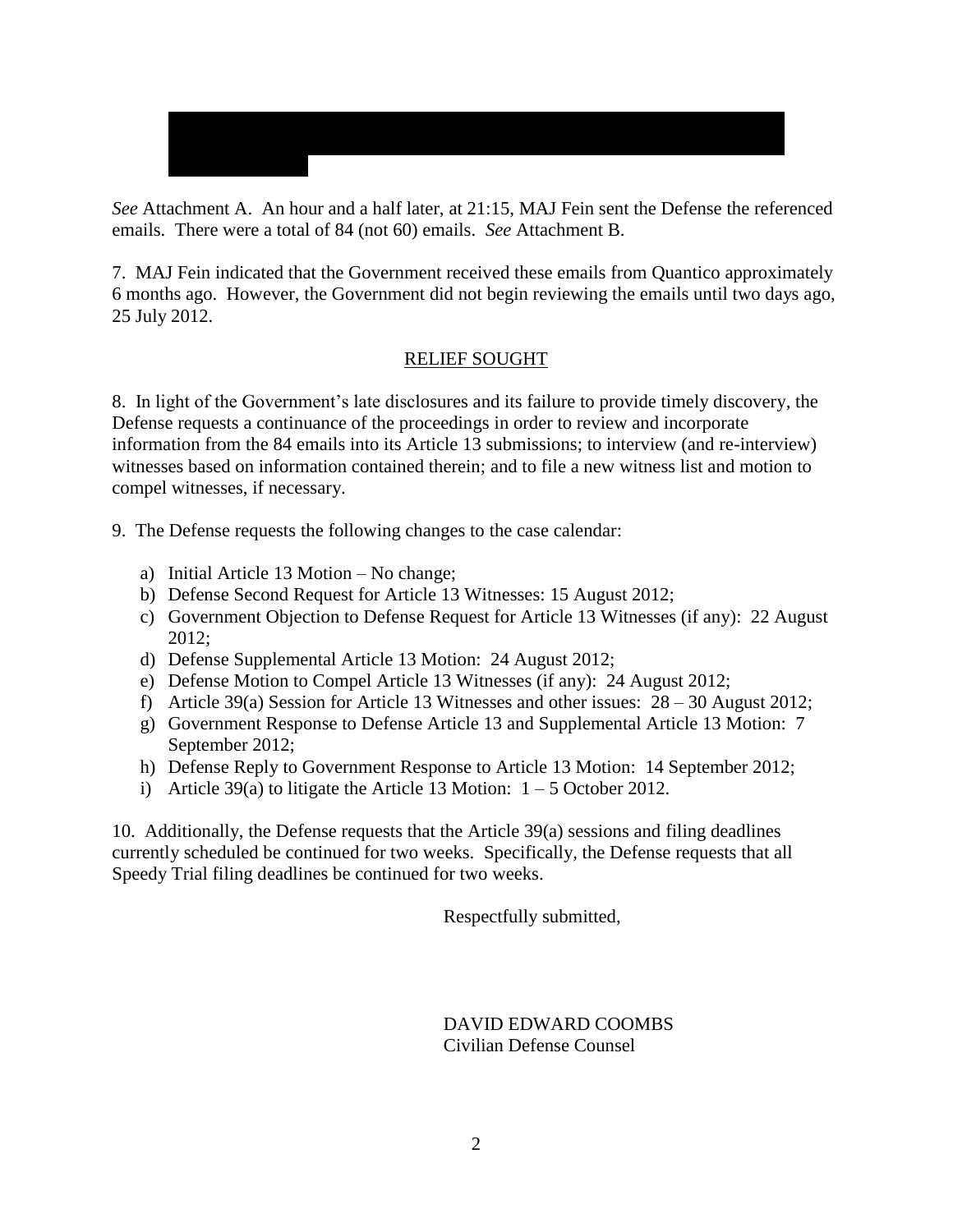*See* Attachment A. An hour and a half later, at 21:15, MAJ Fein sent the Defense the referenced emails. There were a total of 84 (not 60) emails. *See* Attachment B.

7. MAJ Fein indicated that the Government received these emails from Quantico approximately 6 months ago. However, the Government did not begin reviewing the emails until two days ago, 25 July 2012.

## RELIEF SOUGHT

8. In light of the Government's late disclosures and its failure to provide timely discovery, the Defense requests a continuance of the proceedings in order to review and incorporate information from the 84 emails into its Article 13 submissions; to interview (and re-interview) witnesses based on information contained therein; and to file a new witness list and motion to compel witnesses, if necessary.

9. The Defense requests the following changes to the case calendar:

a) Initial Article 13 Motion – No change;
b) Defense Second Request for Article 13 Witnesses: 15 August 2012;
c) Government Objection to Defense Request for Article 13 Witnesses (if any): 22 August 2012;
d) Defense Supplemental Article 13 Motion: 24 August 2012;
e) Defense Motion to Compel Article 13 Witnesses (if any): 24 August 2012;
f) Article 39(a) Session for Article 13 Witnesses and other issues: 28 – 30 August 2012;
g) Government Response to Defense Article 13 and Supplemental Article 13 Motion: 7 September 2012;
h) Defense Reply to Government Response to Article 13 Motion: 14 September 2012;
i) Article 39(a) to litigate the Article 13 Motion: 1 – 5 October 2012.

10. Additionally, the Defense requests that the Article 39(a) sessions and filing deadlines currently scheduled be continued for two weeks. Specifically, the Defense requests that all Speedy Trial filing deadlines be continued for two weeks.

Respectfully submitted,

DAVID EDWARD COOMBS
Civilian Defense Counsel